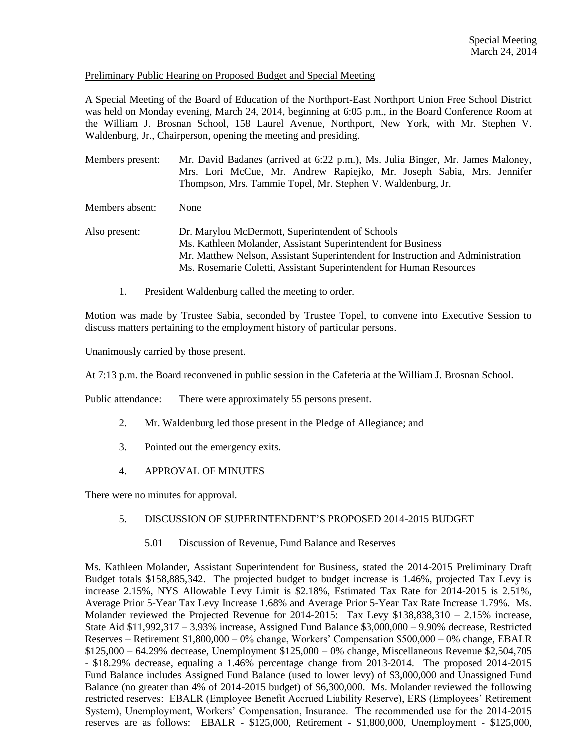Special Meeting
March 24, 2014

Preliminary Public Hearing on Proposed Budget and Special Meeting

A Special Meeting of the Board of Education of the Northport-East Northport Union Free School District was held on Monday evening, March 24, 2014, beginning at 6:05 p.m., in the Board Conference Room at the William J. Brosnan School, 158 Laurel Avenue, Northport, New York, with Mr. Stephen V. Waldenburg, Jr., Chairperson, opening the meeting and presiding.

Members present: Mr. David Badanes (arrived at 6:22 p.m.), Ms. Julia Binger, Mr. James Maloney, Mrs. Lori McCue, Mr. Andrew Rapiejko, Mr. Joseph Sabia, Mrs. Jennifer Thompson, Mrs. Tammie Topel, Mr. Stephen V. Waldenburg, Jr.

Members absent: None

Also present: Dr. Marylou McDermott, Superintendent of Schools
Ms. Kathleen Molander, Assistant Superintendent for Business
Mr. Matthew Nelson, Assistant Superintendent for Instruction and Administration
Ms. Rosemarie Coletti, Assistant Superintendent for Human Resources

1. President Waldenburg called the meeting to order.

Motion was made by Trustee Sabia, seconded by Trustee Topel, to convene into Executive Session to discuss matters pertaining to the employment history of particular persons.

Unanimously carried by those present.

At 7:13 p.m. the Board reconvened in public session in the Cafeteria at the William J. Brosnan School.

Public attendance: There were approximately 55 persons present.

2. Mr. Waldenburg led those present in the Pledge of Allegiance; and

3. Pointed out the emergency exits.

4. APPROVAL OF MINUTES

There were no minutes for approval.

5. DISCUSSION OF SUPERINTENDENT'S PROPOSED 2014-2015 BUDGET

5.01 Discussion of Revenue, Fund Balance and Reserves

Ms. Kathleen Molander, Assistant Superintendent for Business, stated the 2014-2015 Preliminary Draft Budget totals $158,885,342. The projected budget to budget increase is 1.46%, projected Tax Levy is increase 2.15%, NYS Allowable Levy Limit is $2.18%, Estimated Tax Rate for 2014-2015 is 2.51%, Average Prior 5-Year Tax Levy Increase 1.68% and Average Prior 5-Year Tax Rate Increase 1.79%. Ms. Molander reviewed the Projected Revenue for 2014-2015: Tax Levy $138,838,310 – 2.15% increase, State Aid $11,992,317 – 3.93% increase, Assigned Fund Balance $3,000,000 – 9.90% decrease, Restricted Reserves – Retirement $1,800,000 – 0% change, Workers' Compensation $500,000 – 0% change, EBALR $125,000 – 64.29% decrease, Unemployment $125,000 – 0% change, Miscellaneous Revenue $2,504,705 - $18.29% decrease, equaling a 1.46% percentage change from 2013-2014. The proposed 2014-2015 Fund Balance includes Assigned Fund Balance (used to lower levy) of $3,000,000 and Unassigned Fund Balance (no greater than 4% of 2014-2015 budget) of $6,300,000. Ms. Molander reviewed the following restricted reserves: EBALR (Employee Benefit Accrued Liability Reserve), ERS (Employees' Retirement System), Unemployment, Workers' Compensation, Insurance. The recommended use for the 2014-2015 reserves are as follows: EBALR - $125,000, Retirement - $1,800,000, Unemployment - $125,000,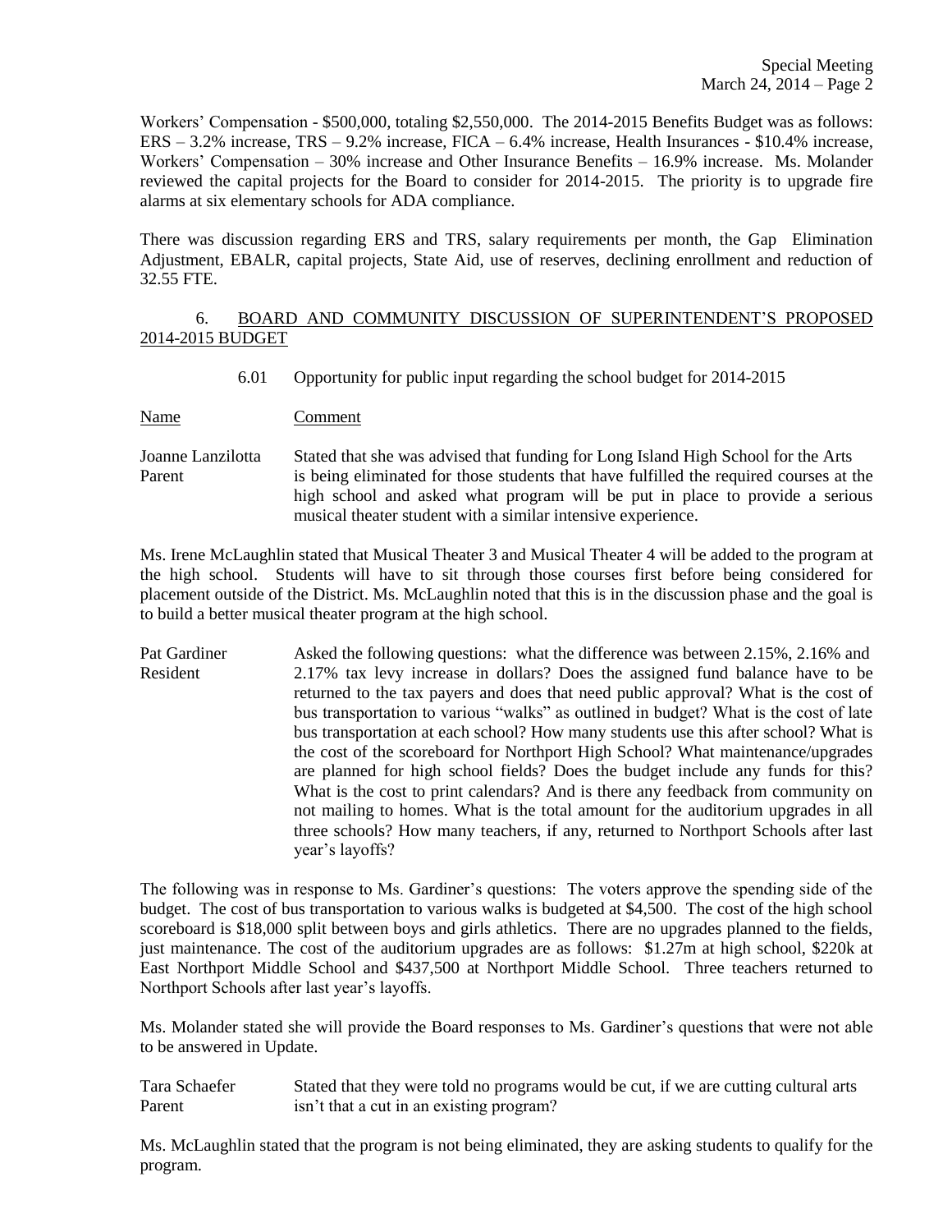Workers' Compensation - $500,000, totaling $2,550,000. The 2014-2015 Benefits Budget was as follows: ERS – 3.2% increase, TRS – 9.2% increase, FICA – 6.4% increase, Health Insurances - $10.4% increase, Workers' Compensation – 30% increase and Other Insurance Benefits – 16.9% increase. Ms. Molander reviewed the capital projects for the Board to consider for 2014-2015. The priority is to upgrade fire alarms at six elementary schools for ADA compliance.

There was discussion regarding ERS and TRS, salary requirements per month, the Gap Elimination Adjustment, EBALR, capital projects, State Aid, use of reserves, declining enrollment and reduction of 32.55 FTE.

6. <u>BOARD AND COMMUNITY DISCUSSION OF SUPERINTENDENT'S PROPOSED 2014-2015 BUDGET</u>

6.01 Opportunity for public input regarding the school budget for 2014-2015

| <u>Name</u> | <u>Comment</u> |
|---|---|
| Joanne Lanzilotta<br>Parent | Stated that she was advised that funding for Long Island High School for the Arts is being eliminated for those students that have fulfilled the required courses at the high school and asked what program will be put in place to provide a serious musical theater student with a similar intensive experience. |

Ms. Irene McLaughlin stated that Musical Theater 3 and Musical Theater 4 will be added to the program at the high school. Students will have to sit through those courses first before being considered for placement outside of the District. Ms. McLaughlin noted that this is in the discussion phase and the goal is to build a better musical theater program at the high school.

| | |
|---|---|
| Pat Gardiner<br>Resident | Asked the following questions: what the difference was between 2.15%, 2.16% and 2.17% tax levy increase in dollars? Does the assigned fund balance have to be returned to the tax payers and does that need public approval? What is the cost of bus transportation to various "walks" as outlined in budget? What is the cost of late bus transportation at each school? How many students use this after school? What is the cost of the scoreboard for Northport High School? What maintenance/upgrades are planned for high school fields? Does the budget include any funds for this? What is the cost to print calendars? And is there any feedback from community on not mailing to homes. What is the total amount for the auditorium upgrades in all three schools? How many teachers, if any, returned to Northport Schools after last year's layoffs? |

The following was in response to Ms. Gardiner's questions: The voters approve the spending side of the budget. The cost of bus transportation to various walks is budgeted at $4,500. The cost of the high school scoreboard is $18,000 split between boys and girls athletics. There are no upgrades planned to the fields, just maintenance. The cost of the auditorium upgrades are as follows: $1.27m at high school, $220k at East Northport Middle School and $437,500 at Northport Middle School. Three teachers returned to Northport Schools after last year's layoffs.

Ms. Molander stated she will provide the Board responses to Ms. Gardiner's questions that were not able to be answered in Update.

| | |
|---|---|
| Tara Schaefer<br>Parent | Stated that they were told no programs would be cut, if we are cutting cultural arts isn't that a cut in an existing program? |

Ms. McLaughlin stated that the program is not being eliminated, they are asking students to qualify for the program.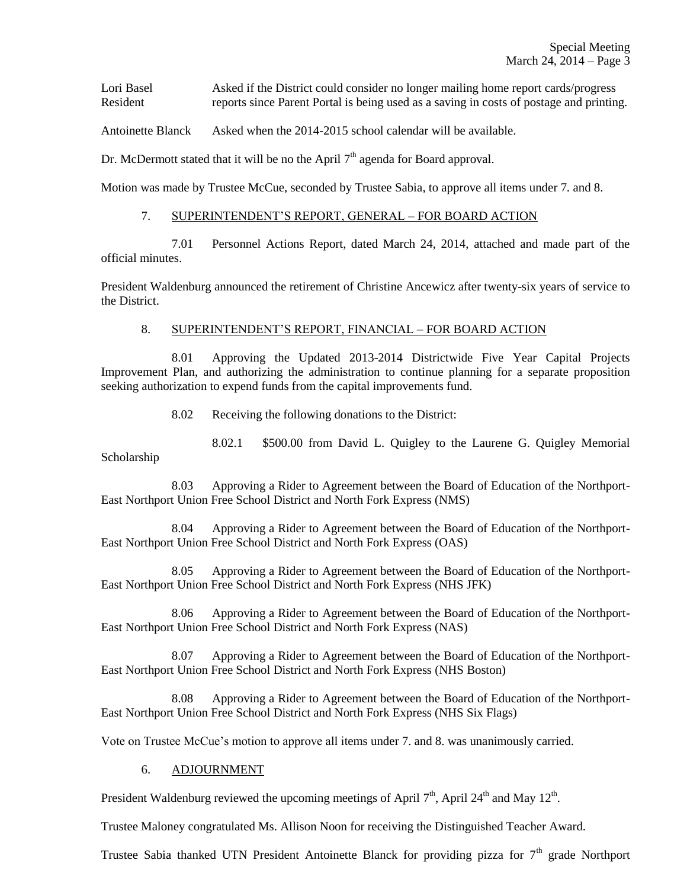Lori Basel Resident — Asked if the District could consider no longer mailing home report cards/progress reports since Parent Portal is being used as a saving in costs of postage and printing.

Antoinette Blanck — Asked when the 2014-2015 school calendar will be available.

Dr. McDermott stated that it will be no the April 7th agenda for Board approval.

Motion was made by Trustee McCue, seconded by Trustee Sabia, to approve all items under 7. and 8.

7. SUPERINTENDENT'S REPORT, GENERAL – FOR BOARD ACTION

7.01 Personnel Actions Report, dated March 24, 2014, attached and made part of the official minutes.

President Waldenburg announced the retirement of Christine Ancewicz after twenty-six years of service to the District.

8. SUPERINTENDENT'S REPORT, FINANCIAL – FOR BOARD ACTION

8.01 Approving the Updated 2013-2014 Districtwide Five Year Capital Projects Improvement Plan, and authorizing the administration to continue planning for a separate proposition seeking authorization to expend funds from the capital improvements fund.

8.02 Receiving the following donations to the District:

8.02.1 $500.00 from David L. Quigley to the Laurene G. Quigley Memorial Scholarship

8.03 Approving a Rider to Agreement between the Board of Education of the Northport-East Northport Union Free School District and North Fork Express (NMS)

8.04 Approving a Rider to Agreement between the Board of Education of the Northport-East Northport Union Free School District and North Fork Express (OAS)

8.05 Approving a Rider to Agreement between the Board of Education of the Northport-East Northport Union Free School District and North Fork Express (NHS JFK)

8.06 Approving a Rider to Agreement between the Board of Education of the Northport-East Northport Union Free School District and North Fork Express (NAS)

8.07 Approving a Rider to Agreement between the Board of Education of the Northport-East Northport Union Free School District and North Fork Express (NHS Boston)

8.08 Approving a Rider to Agreement between the Board of Education of the Northport-East Northport Union Free School District and North Fork Express (NHS Six Flags)

Vote on Trustee McCue's motion to approve all items under 7. and 8. was unanimously carried.

6. ADJOURNMENT

President Waldenburg reviewed the upcoming meetings of April 7th, April 24th and May 12th.

Trustee Maloney congratulated Ms. Allison Noon for receiving the Distinguished Teacher Award.

Trustee Sabia thanked UTN President Antoinette Blanck for providing pizza for 7th grade Northport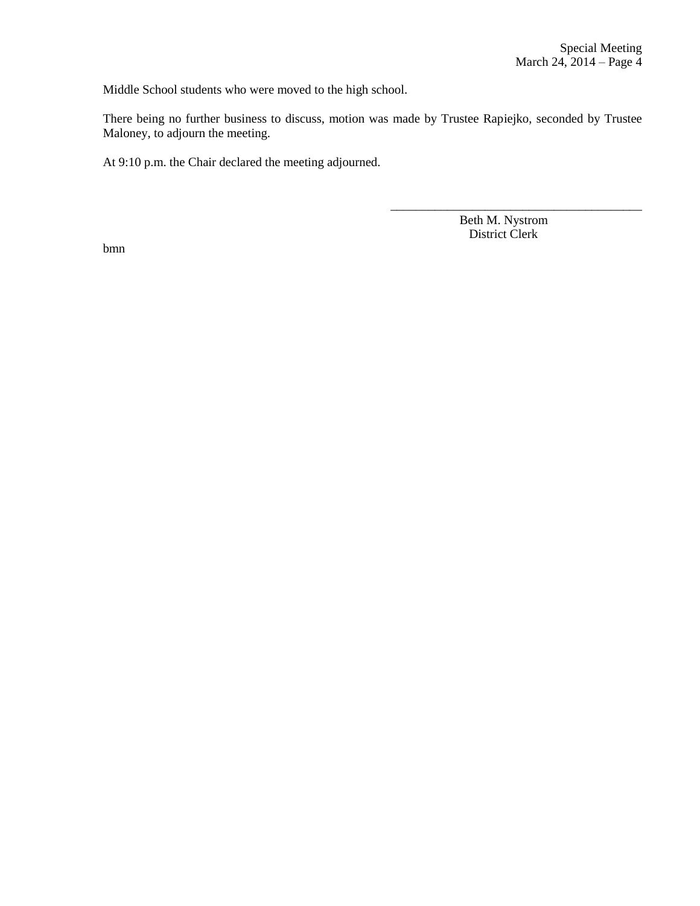Middle School students who were moved to the high school.

There being no further business to discuss, motion was made by Trustee Rapiejko, seconded by Trustee Maloney, to adjourn the meeting.

At 9:10 p.m. the Chair declared the meeting adjourned.

\_\_\_\_\_\_\_\_\_\_\_\_\_\_\_\_\_\_\_\_\_\_\_\_\_\_\_\_\_\_\_\_\_\_\_\_\_\_\_\_

Beth M. Nystrom
District Clerk

bmn